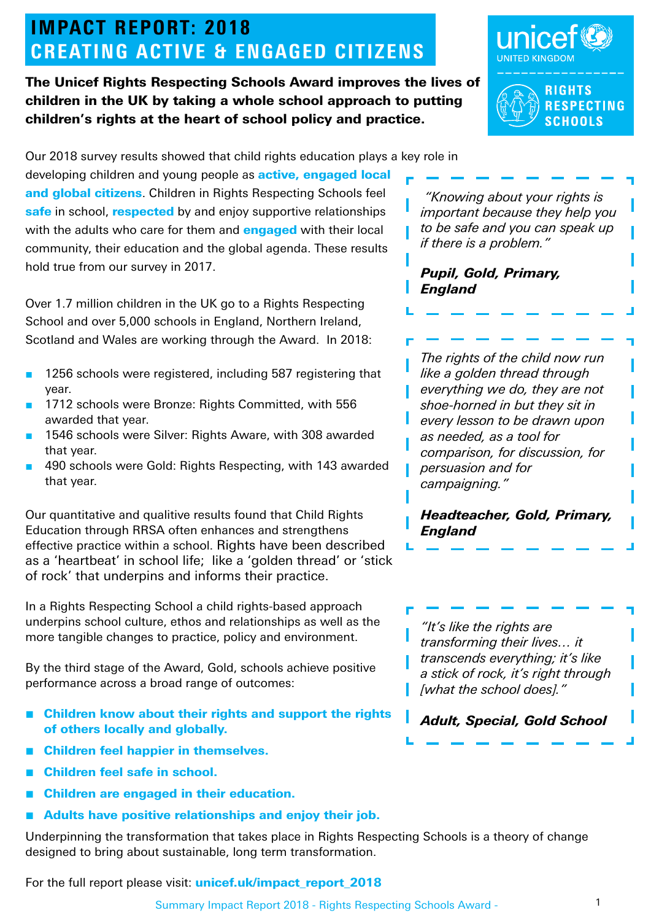# IMPACT REPORT: 2018
# CREATING ACTIVE & ENGAGED CITIZENS

unicef UNITED KINGDOM

RIGHTS RESPECTING SCHOOLS

**The Unicef Rights Respecting Schools Award improves the lives of children in the UK by taking a whole school approach to putting children's rights at the heart of school policy and practice.**

Our 2018 survey results showed that child rights education plays a key role in developing children and young people as **active, engaged local and global citizens**. Children in Rights Respecting Schools feel **safe** in school, **respected** by and enjoy supportive relationships with the adults who care for them and **engaged** with their local community, their education and the global agenda. These results hold true from our survey in 2017.

Over 1.7 million children in the UK go to a Rights Respecting School and over 5,000 schools in England, Northern Ireland, Scotland and Wales are working through the Award. In 2018:

- 1256 schools were registered, including 587 registering that year.
- 1712 schools were Bronze: Rights Committed, with 556 awarded that year.
- 1546 schools were Silver: Rights Aware, with 308 awarded that year.
- 490 schools were Gold: Rights Respecting, with 143 awarded that year.

Our quantitative and qualitive results found that Child Rights Education through RRSA often enhances and strengthens effective practice within a school. Rights have been described as a 'heartbeat' in school life; like a 'golden thread' or 'stick of rock' that underpins and informs their practice.

In a Rights Respecting School a child rights-based approach underpins school culture, ethos and relationships as well as the more tangible changes to practice, policy and environment.

By the third stage of the Award, Gold, schools achieve positive performance across a broad range of outcomes:

- **Children know about their rights and support the rights of others locally and globally.**
- **Children feel happier in themselves.**
- **Children feel safe in school.**
- **Children are engaged in their education.**
- **Adults have positive relationships and enjoy their job.**

Underpinning the transformation that takes place in Rights Respecting Schools is a theory of change designed to bring about sustainable, long term transformation.

For the full report please visit: **unicef.uk/impact_report_2018**

> *"Knowing about your rights is important because they help you to be safe and you can speak up if there is a problem."*
>
> ***Pupil, Gold, Primary, England***

> *The rights of the child now run like a golden thread through everything we do, they are not shoe-horned in but they sit in every lesson to be drawn upon as needed, as a tool for comparison, for discussion, for persuasion and for campaigning."*
>
> ***Headteacher, Gold, Primary, England***

> *"It's like the rights are transforming their lives… it transcends everything; it's like a stick of rock, it's right through [what the school does]."*
>
> ***Adult, Special, Gold School***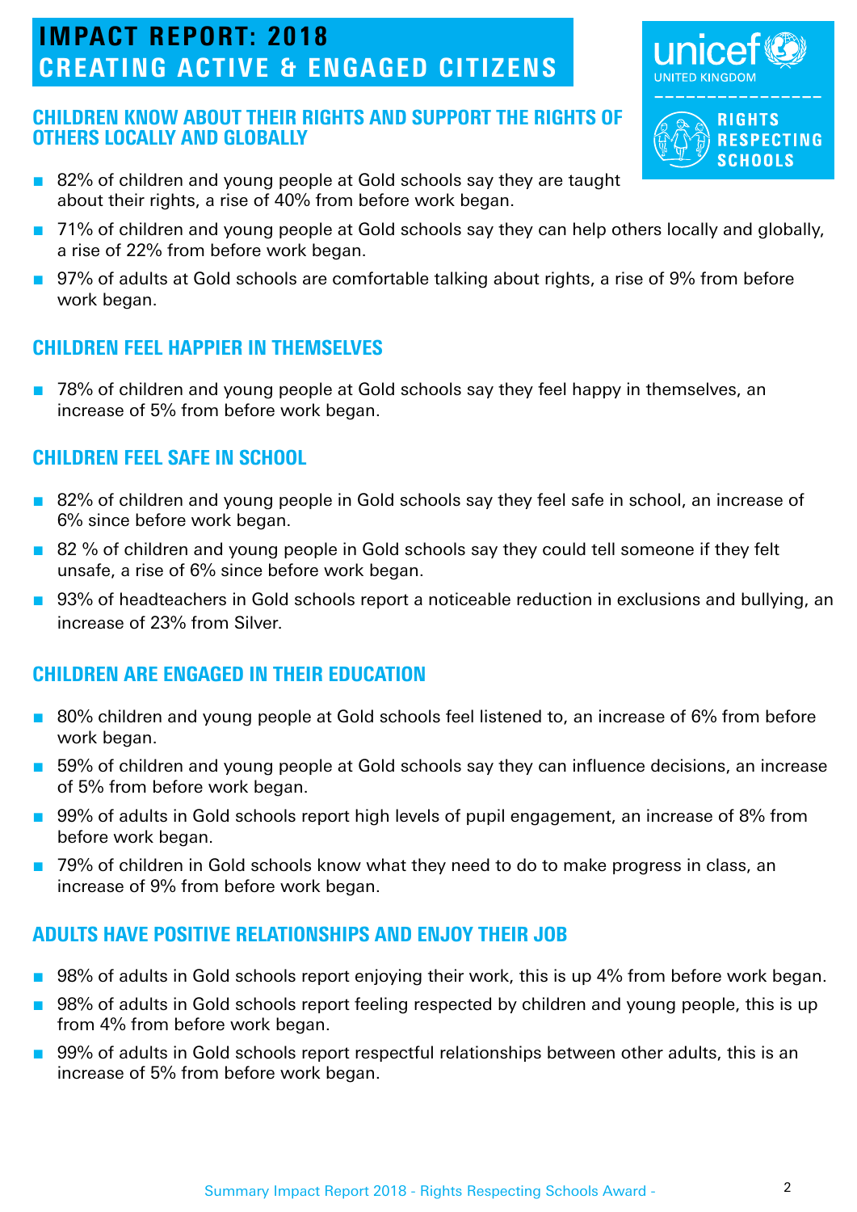# IMPACT REPORT: 2018
# CREATING ACTIVE & ENGAGED CITIZENS

unicef UNITED KINGDOM

RIGHTS RESPECTING SCHOOLS

## CHILDREN KNOW ABOUT THEIR RIGHTS AND SUPPORT THE RIGHTS OF OTHERS LOCALLY AND GLOBALLY

- 82% of children and young people at Gold schools say they are taught about their rights, a rise of 40% from before work began.
- 71% of children and young people at Gold schools say they can help others locally and globally, a rise of 22% from before work began.
- 97% of adults at Gold schools are comfortable talking about rights, a rise of 9% from before work began.

## CHILDREN FEEL HAPPIER IN THEMSELVES

- 78% of children and young people at Gold schools say they feel happy in themselves, an increase of 5% from before work began.

## CHILDREN FEEL SAFE IN SCHOOL

- 82% of children and young people in Gold schools say they feel safe in school, an increase of 6% since before work began.
- 82 % of children and young people in Gold schools say they could tell someone if they felt unsafe, a rise of 6% since before work began.
- 93% of headteachers in Gold schools report a noticeable reduction in exclusions and bullying, an increase of 23% from Silver.

## CHILDREN ARE ENGAGED IN THEIR EDUCATION

- 80% children and young people at Gold schools feel listened to, an increase of 6% from before work began.
- 59% of children and young people at Gold schools say they can influence decisions, an increase of 5% from before work began.
- 99% of adults in Gold schools report high levels of pupil engagement, an increase of 8% from before work began.
- 79% of children in Gold schools know what they need to do to make progress in class, an increase of 9% from before work began.

## ADULTS HAVE POSITIVE RELATIONSHIPS AND ENJOY THEIR JOB

- 98% of adults in Gold schools report enjoying their work, this is up 4% from before work began.
- 98% of adults in Gold schools report feeling respected by children and young people, this is up from 4% from before work began.
- 99% of adults in Gold schools report respectful relationships between other adults, this is an increase of 5% from before work began.